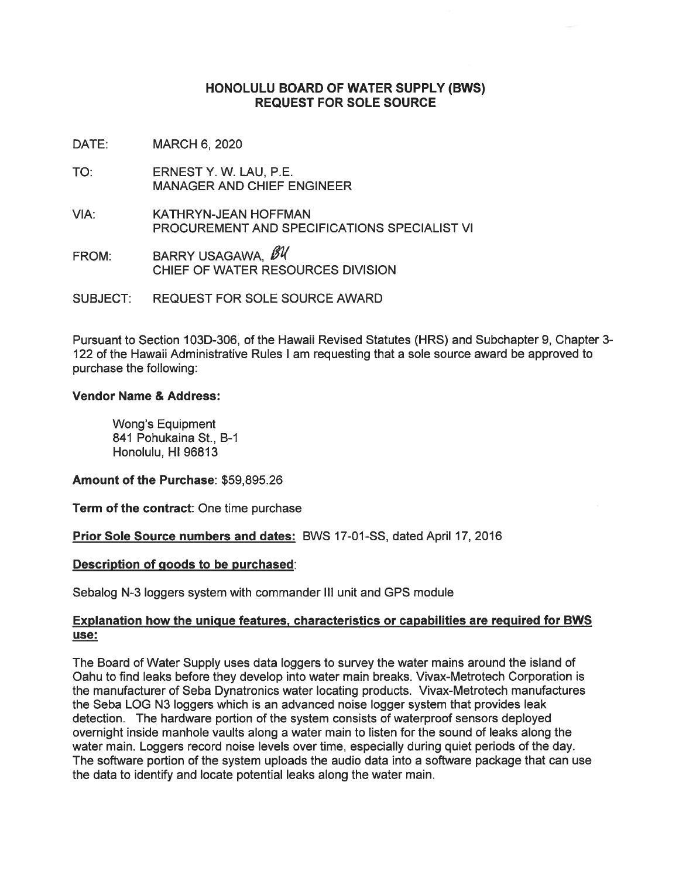# HONOLULU BOARD OF WATER SUPPLY (BWS)
# REQUEST FOR SOLE SOURCE

DATE: MARCH 6, 2020

TO: ERNEST Y. W. LAU, P.E.
MANAGER AND CHIEF ENGINEER

VIA: KATHRYN-JEAN HOFFMAN
PROCUREMENT AND SPECIFICATIONS SPECIALIST VI

FROM: BARRY USAGAWA, BU
CHIEF OF WATER RESOURCES DIVISION

SUBJECT: REQUEST FOR SOLE SOURCE AWARD

Pursuant to Section 103D-306, of the Hawaii Revised Statutes (HRS) and Subchapter 9, Chapter 3-122 of the Hawaii Administrative Rules I am requesting that a sole source award be approved to purchase the following:

**Vendor Name & Address:**

Wong's Equipment
841 Pohukaina St., B-1
Honolulu, HI 96813

**Amount of the Purchase**: $59,895.26

**Term of the contract**: One time purchase

**Prior Sole Source numbers and dates:** BWS 17-01-SS, dated April 17, 2016

**Description of goods to be purchased**:

Sebalog N-3 loggers system with commander III unit and GPS module

**Explanation how the unique features, characteristics or capabilities are required for BWS use:**

The Board of Water Supply uses data loggers to survey the water mains around the island of Oahu to find leaks before they develop into water main breaks. Vivax-Metrotech Corporation is the manufacturer of Seba Dynatronics water locating products. Vivax-Metrotech manufactures the Seba LOG N3 loggers which is an advanced noise logger system that provides leak detection. The hardware portion of the system consists of waterproof sensors deployed overnight inside manhole vaults along a water main to listen for the sound of leaks along the water main. Loggers record noise levels over time, especially during quiet periods of the day. The software portion of the system uploads the audio data into a software package that can use the data to identify and locate potential leaks along the water main.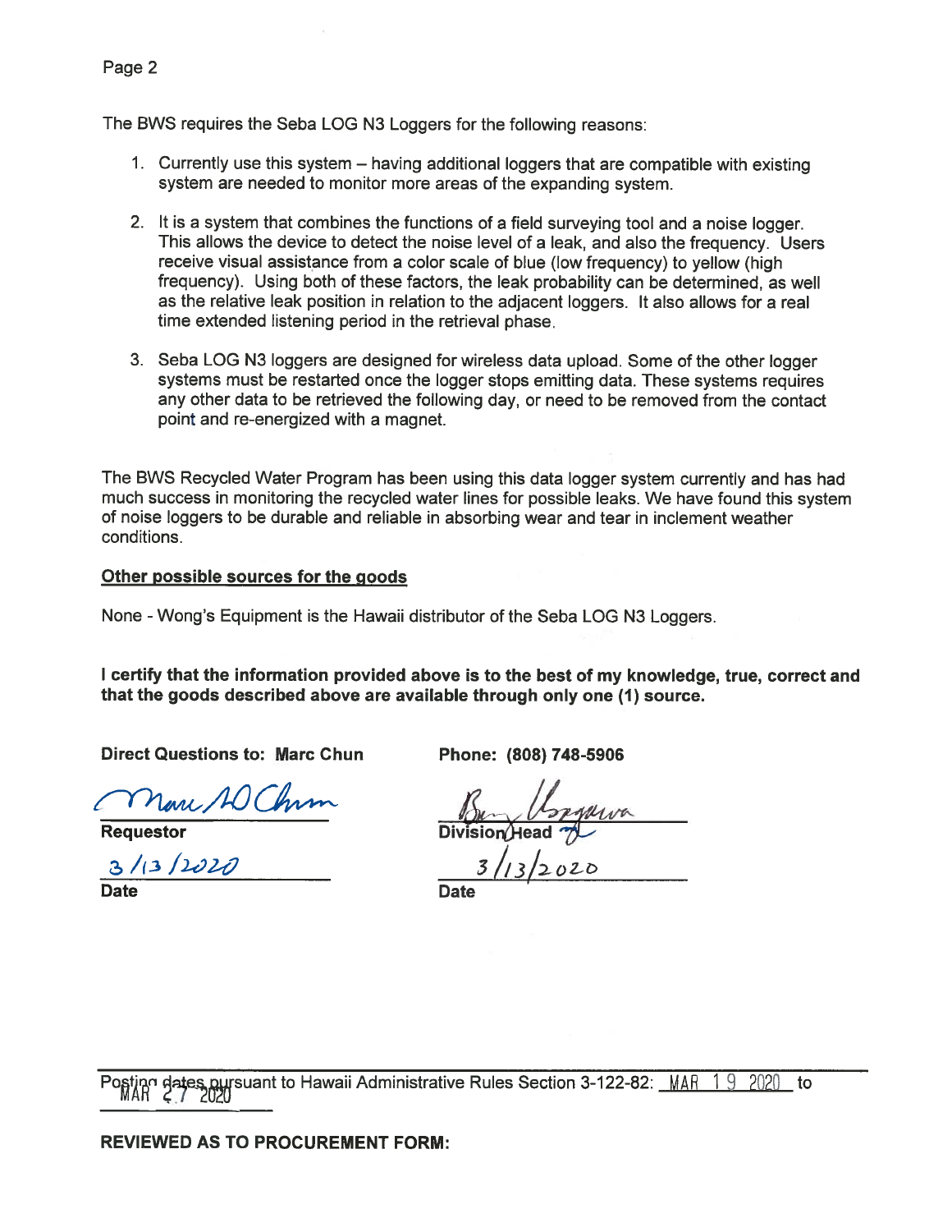The BWS requires the Seba LOG N3 Loggers for the following reasons:

1. Currently use this system – having additional loggers that are compatible with existing system are needed to monitor more areas of the expanding system.

2. It is a system that combines the functions of a field surveying tool and a noise logger. This allows the device to detect the noise level of a leak, and also the frequency. Users receive visual assistance from a color scale of blue (low frequency) to yellow (high frequency). Using both of these factors, the leak probability can be determined, as well as the relative leak position in relation to the adjacent loggers. It also allows for a real time extended listening period in the retrieval phase.

3. Seba LOG N3 loggers are designed for wireless data upload. Some of the other logger systems must be restarted once the logger stops emitting data. These systems requires any other data to be retrieved the following day, or need to be removed from the contact point and re-energized with a magnet.

The BWS Recycled Water Program has been using this data logger system currently and has had much success in monitoring the recycled water lines for possible leaks. We have found this system of noise loggers to be durable and reliable in absorbing wear and tear in inclement weather conditions.

**Other possible sources for the goods**

None - Wong's Equipment is the Hawaii distributor of the Seba LOG N3 Loggers.

**I certify that the information provided above is to the best of my knowledge, true, correct and that the goods described above are available through only one (1) source.**

**Direct Questions to: Marc Chun** **Phone: (808) 748-5906**

Marc AO Chun
**Requestor**
3/13/2020
**Date**

Barry Usagawa
**Division Head**
3/13/2020
**Date**

Posting dates pursuant to Hawaii Administrative Rules Section 3-122-82: MAR 19 2020 to MAR 27 2020

**REVIEWED AS TO PROCUREMENT FORM:**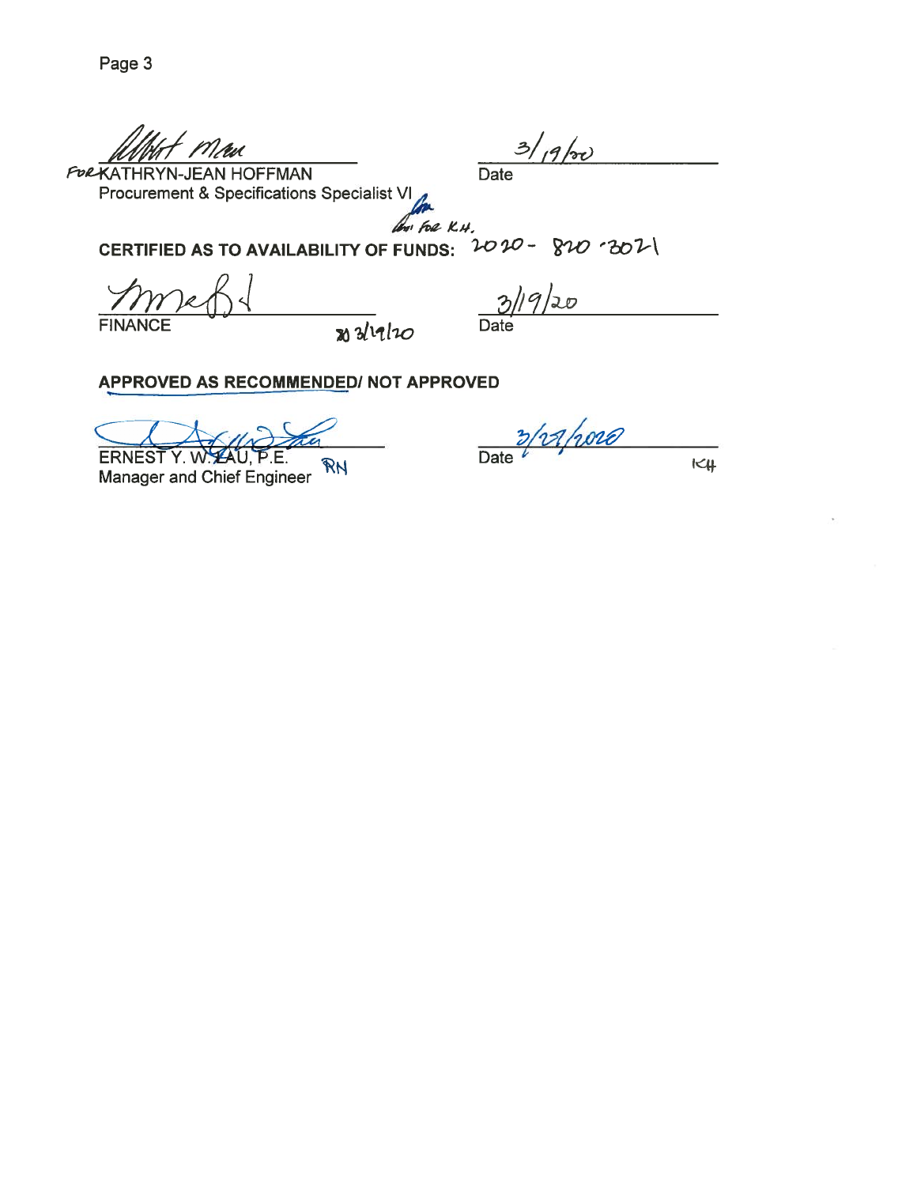FOR KATHRYN-JEAN HOFFMAN — 3/19/20
Procurement & Specifications Specialist VI — Date

*for K.H.*

**CERTIFIED AS TO AVAILABILITY OF FUNDS:** 2020 - 820 - 3021

FINANCE — 3/19/20
Date

**APPROVED AS RECOMMENDED/ NOT APPROVED**

ERNEST Y. W. LAU, P.E. — 3/27/2020
Manager and Chief Engineer — Date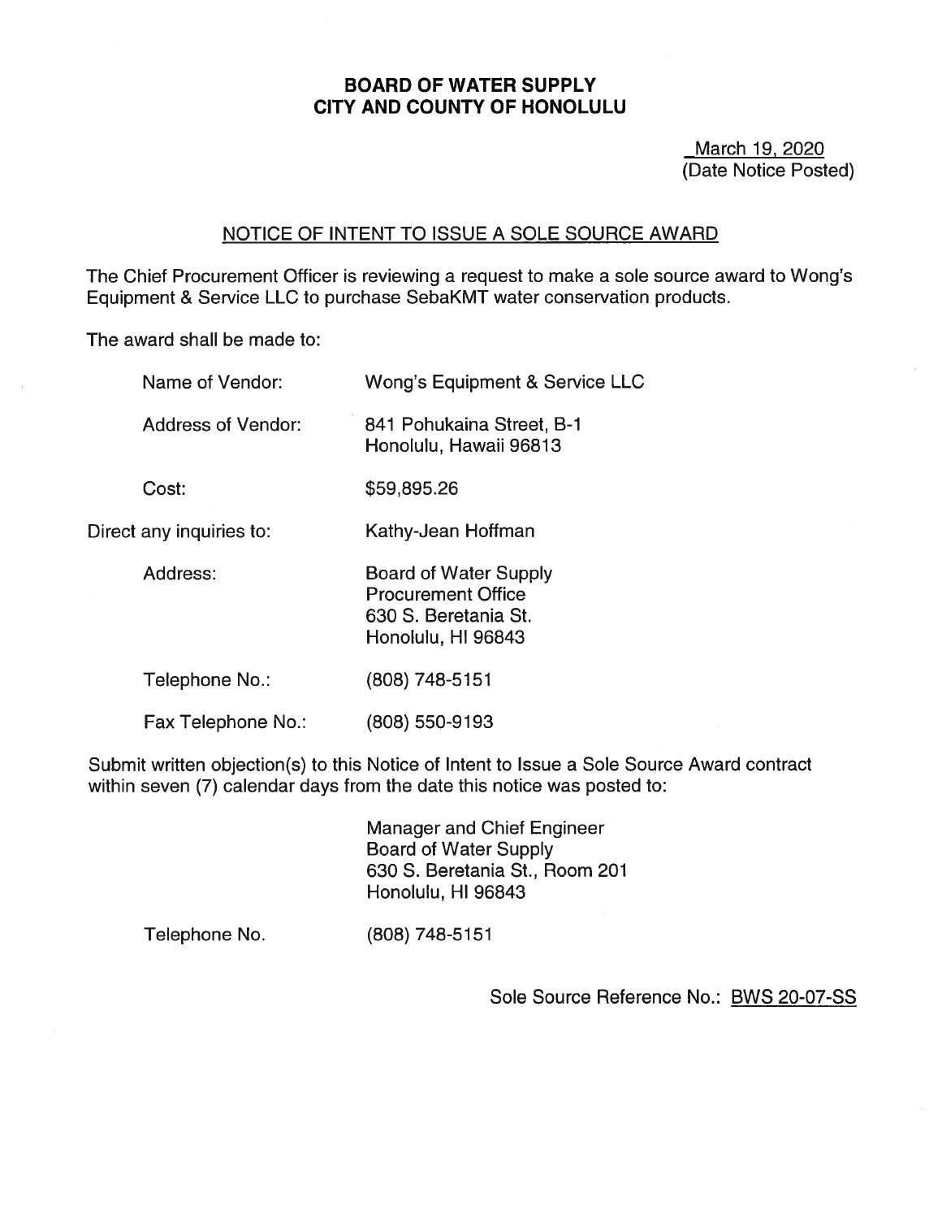# BOARD OF WATER SUPPLY
# CITY AND COUNTY OF HONOLULU

March 19, 2020
(Date Notice Posted)

## NOTICE OF INTENT TO ISSUE A SOLE SOURCE AWARD

The Chief Procurement Officer is reviewing a request to make a sole source award to Wong's Equipment & Service LLC to purchase SebaKMT water conservation products.

The award shall be made to:

Name of Vendor: Wong's Equipment & Service LLC

Address of Vendor: 841 Pohukaina Street, B-1
Honolulu, Hawaii 96813

Cost: $59,895.26

Direct any inquiries to: Kathy-Jean Hoffman

Address: Board of Water Supply
Procurement Office
630 S. Beretania St.
Honolulu, HI 96843

Telephone No.: (808) 748-5151

Fax Telephone No.: (808) 550-9193

Submit written objection(s) to this Notice of Intent to Issue a Sole Source Award contract within seven (7) calendar days from the date this notice was posted to:

Manager and Chief Engineer
Board of Water Supply
630 S. Beretania St., Room 201
Honolulu, HI 96843

Telephone No. (808) 748-5151

Sole Source Reference No.: BWS 20-07-SS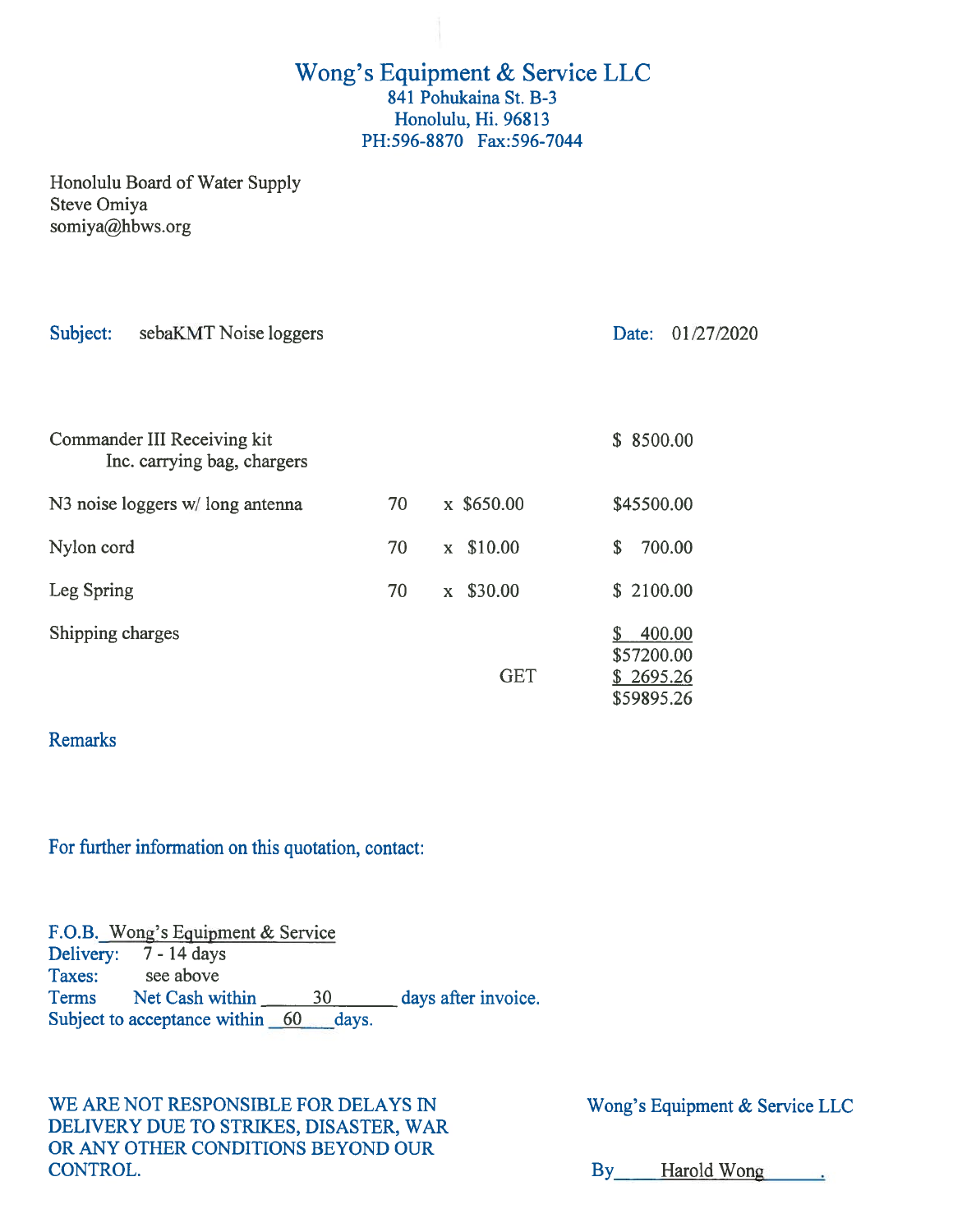# Wong's Equipment & Service LLC

841 Pohukaina St. B-3
Honolulu, Hi. 96813
PH:596-8870 Fax:596-7044

Honolulu Board of Water Supply
Steve Omiya
somiya@hbws.org

**Subject:** sebaKMT Noise loggers

**Date:** 01/27/2020

| Item | Qty | Unit Price | Amount |
|---|---|---|---|
| Commander III Receiving kit<br>Inc. carrying bag, chargers | | | $ 8500.00 |
| N3 noise loggers w/ long antenna | 70 | x $650.00 | $45500.00 |
| Nylon cord | 70 | x $10.00 | $ 700.00 |
| Leg Spring | 70 | x $30.00 | $ 2100.00 |
| Shipping charges | | | $ 400.00 |
| | | | $57200.00 |
| | | GET | $ 2695.26 |
| | | | $59895.26 |

**Remarks**

For further information on this quotation, contact:

F.O.B. Wong's Equipment & Service
Delivery: 7 - 14 days
Taxes: see above
Terms Net Cash within 30 days after invoice.
Subject to acceptance within 60 days.

WE ARE NOT RESPONSIBLE FOR DELAYS IN DELIVERY DUE TO STRIKES, DISASTER, WAR OR ANY OTHER CONDITIONS BEYOND OUR CONTROL.

Wong's Equipment & Service LLC

By Harold Wong .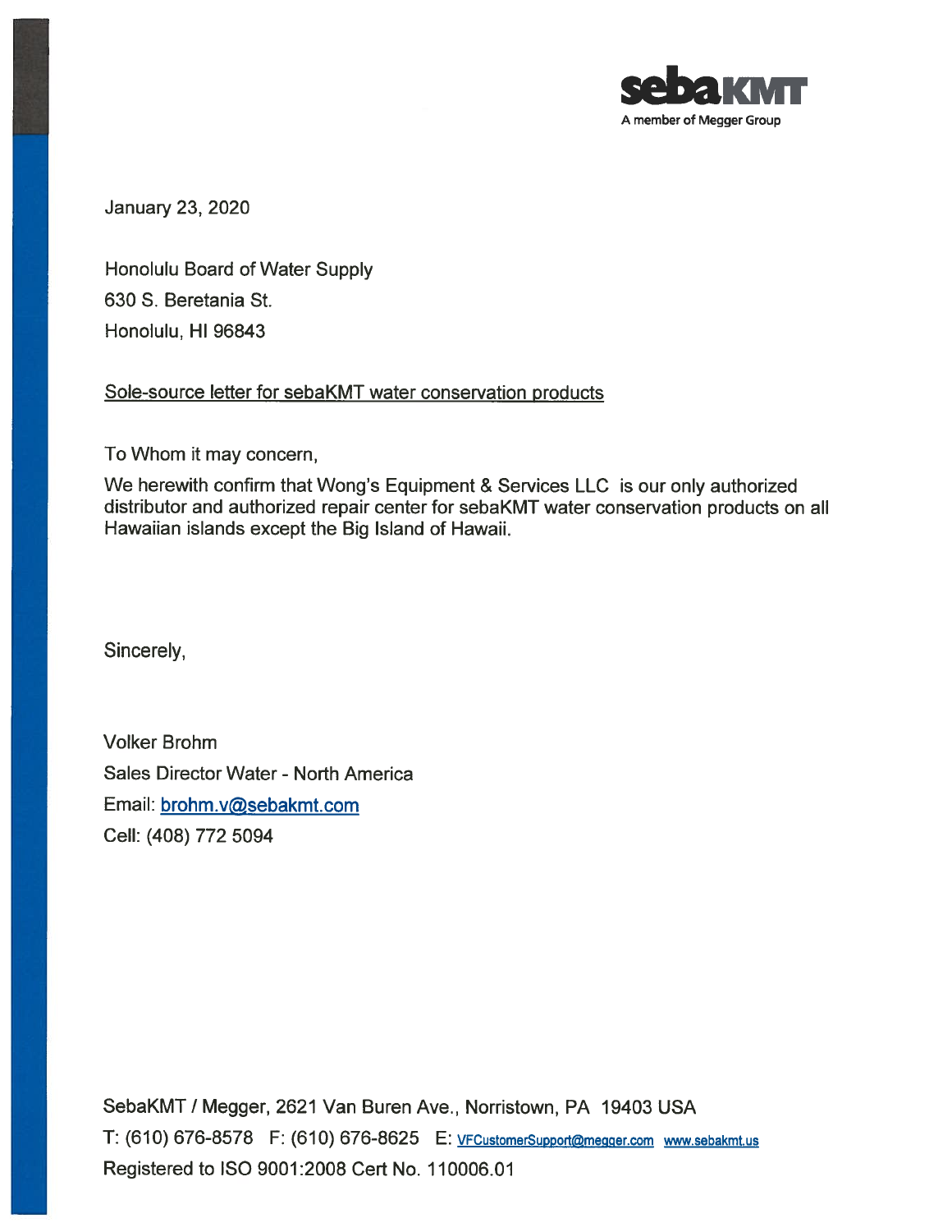sebaKMT
A member of Megger Group

January 23, 2020

Honolulu Board of Water Supply
630 S. Beretania St.
Honolulu, HI 96843

Sole-source letter for sebaKMT water conservation products

To Whom it may concern,

We herewith confirm that Wong's Equipment & Services LLC is our only authorized distributor and authorized repair center for sebaKMT water conservation products on all Hawaiian islands except the Big Island of Hawaii.

Sincerely,

Volker Brohm
Sales Director Water - North America
Email: brohm.v@sebakmt.com
Cell: (408) 772 5094

SebaKMT / Megger, 2621 Van Buren Ave., Norristown, PA 19403 USA
T: (610) 676-8578 F: (610) 676-8625 E: VFCustomerSupport@megger.com www.sebakmt.us
Registered to ISO 9001:2008 Cert No. 110006.01